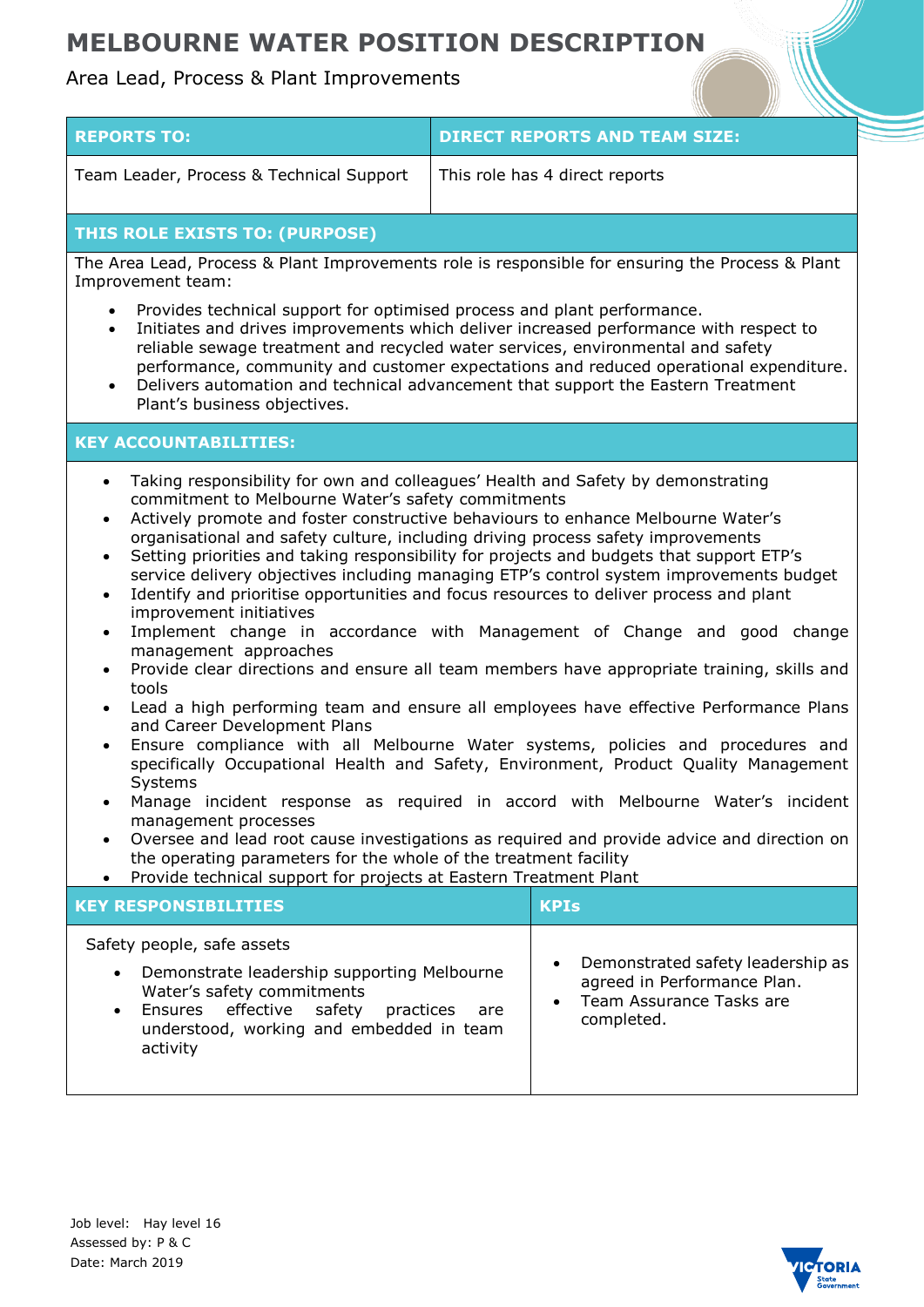# MELBOURNE WATER POSITION DESCRIPTION

Area Lead, Process & Plant Improvements

| REPORTS TO: | DIRECT REPORTS AND TEAM SIZE: |
|---|---|
| Team Leader, Process & Technical Support | This role has 4 direct reports |

## THIS ROLE EXISTS TO: (PURPOSE)

The Area Lead, Process & Plant Improvements role is responsible for ensuring the Process & Plant Improvement team:

- Provides technical support for optimised process and plant performance.
- Initiates and drives improvements which deliver increased performance with respect to reliable sewage treatment and recycled water services, environmental and safety performance, community and customer expectations and reduced operational expenditure.
- Delivers automation and technical advancement that support the Eastern Treatment Plant's business objectives.

## KEY ACCOUNTABILITIES:

- Taking responsibility for own and colleagues' Health and Safety by demonstrating commitment to Melbourne Water's safety commitments
- Actively promote and foster constructive behaviours to enhance Melbourne Water's organisational and safety culture, including driving process safety improvements
- Setting priorities and taking responsibility for projects and budgets that support ETP's service delivery objectives including managing ETP's control system improvements budget
- Identify and prioritise opportunities and focus resources to deliver process and plant improvement initiatives
- Implement change in accordance with Management of Change and good change management approaches
- Provide clear directions and ensure all team members have appropriate training, skills and tools
- Lead a high performing team and ensure all employees have effective Performance Plans and Career Development Plans
- Ensure compliance with all Melbourne Water systems, policies and procedures and specifically Occupational Health and Safety, Environment, Product Quality Management Systems
- Manage incident response as required in accord with Melbourne Water's incident management processes
- Oversee and lead root cause investigations as required and provide advice and direction on the operating parameters for the whole of the treatment facility
- Provide technical support for projects at Eastern Treatment Plant

| KEY RESPONSIBILITIES | KPIs |
|---|---|
| Safety people, safe assets<br>• Demonstrate leadership supporting Melbourne Water's safety commitments<br>• Ensures effective safety practices are understood, working and embedded in team activity | • Demonstrated safety leadership as agreed in Performance Plan.<br>• Team Assurance Tasks are completed. |

Job level: Hay level 16
Assessed by: P & C
Date: March 2019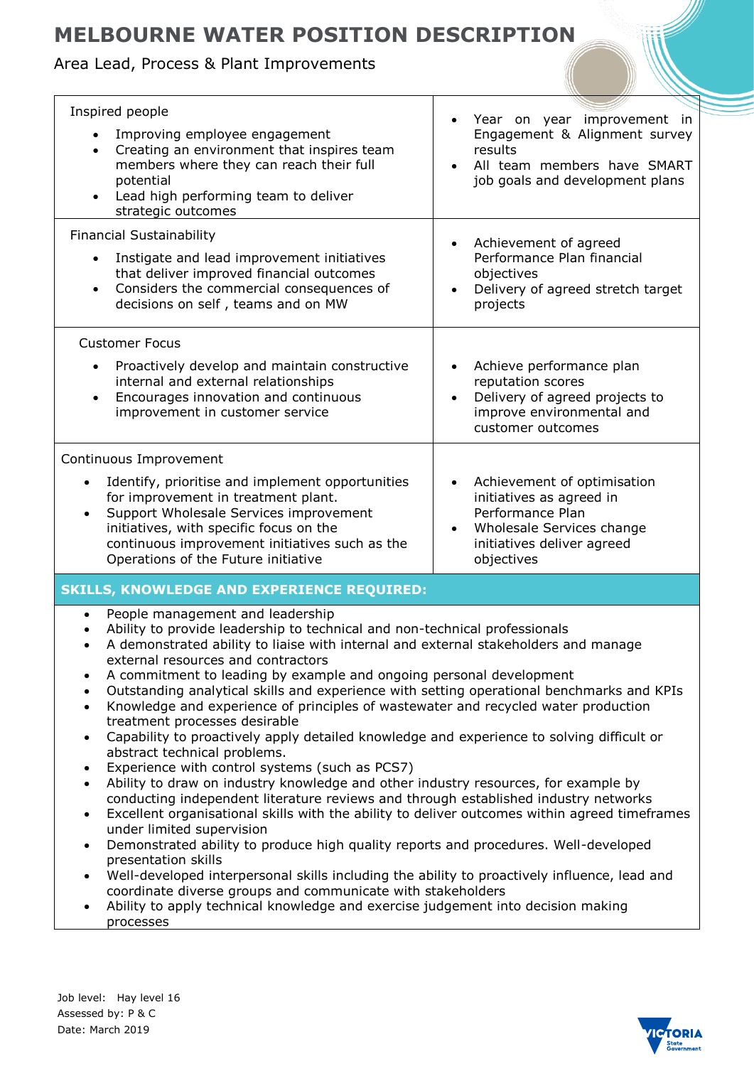# MELBOURNE WATER POSITION DESCRIPTION

Area Lead, Process & Plant Improvements

| | |
|---|---|
| Inspired people<br>• Improving employee engagement<br>• Creating an environment that inspires team members where they can reach their full potential<br>• Lead high performing team to deliver strategic outcomes | • Year on year improvement in Engagement & Alignment survey results<br>• All team members have SMART job goals and development plans |
| Financial Sustainability<br>• Instigate and lead improvement initiatives that deliver improved financial outcomes<br>• Considers the commercial consequences of decisions on self , teams and on MW | • Achievement of agreed Performance Plan financial objectives<br>• Delivery of agreed stretch target projects |
| Customer Focus<br>• Proactively develop and maintain constructive internal and external relationships<br>• Encourages innovation and continuous improvement in customer service | • Achieve performance plan reputation scores<br>• Delivery of agreed projects to improve environmental and customer outcomes |
| Continuous Improvement<br>• Identify, prioritise and implement opportunities for improvement in treatment plant.<br>• Support Wholesale Services improvement initiatives, with specific focus on the continuous improvement initiatives such as the Operations of the Future initiative | • Achievement of optimisation initiatives as agreed in Performance Plan<br>• Wholesale Services change initiatives deliver agreed objectives |

## SKILLS, KNOWLEDGE AND EXPERIENCE REQUIRED:

- People management and leadership
- Ability to provide leadership to technical and non-technical professionals
- A demonstrated ability to liaise with internal and external stakeholders and manage external resources and contractors
- A commitment to leading by example and ongoing personal development
- Outstanding analytical skills and experience with setting operational benchmarks and KPIs
- Knowledge and experience of principles of wastewater and recycled water production treatment processes desirable
- Capability to proactively apply detailed knowledge and experience to solving difficult or abstract technical problems.
- Experience with control systems (such as PCS7)
- Ability to draw on industry knowledge and other industry resources, for example by conducting independent literature reviews and through established industry networks
- Excellent organisational skills with the ability to deliver outcomes within agreed timeframes under limited supervision
- Demonstrated ability to produce high quality reports and procedures. Well-developed presentation skills
- Well-developed interpersonal skills including the ability to proactively influence, lead and coordinate diverse groups and communicate with stakeholders
- Ability to apply technical knowledge and exercise judgement into decision making processes

Job level: Hay level 16
Assessed by: P & C
Date: March 2019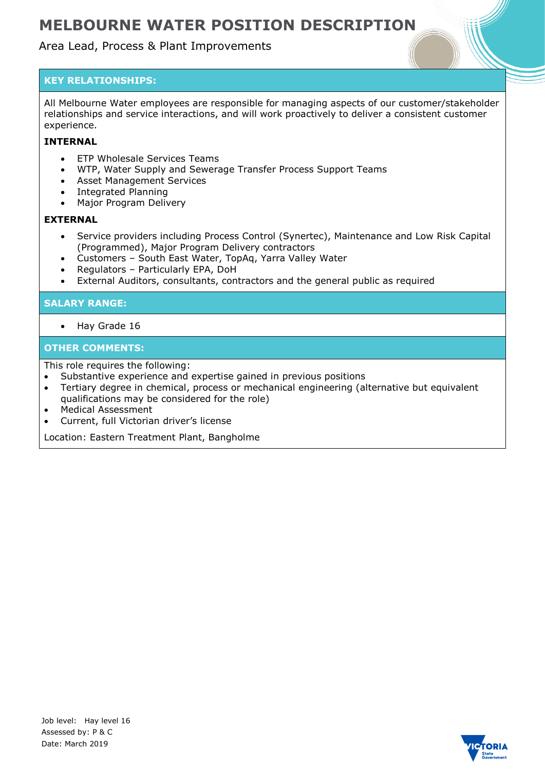# MELBOURNE WATER POSITION DESCRIPTION

Area Lead, Process & Plant Improvements

## KEY RELATIONSHIPS:

All Melbourne Water employees are responsible for managing aspects of our customer/stakeholder relationships and service interactions, and will work proactively to deliver a consistent customer experience.

**INTERNAL**

- ETP Wholesale Services Teams
- WTP, Water Supply and Sewerage Transfer Process Support Teams
- Asset Management Services
- Integrated Planning
- Major Program Delivery

**EXTERNAL**

- Service providers including Process Control (Synertec), Maintenance and Low Risk Capital (Programmed), Major Program Delivery contractors
- Customers – South East Water, TopAq, Yarra Valley Water
- Regulators – Particularly EPA, DoH
- External Auditors, consultants, contractors and the general public as required

## SALARY RANGE:

- Hay Grade 16

## OTHER COMMENTS:

This role requires the following:

- Substantive experience and expertise gained in previous positions
- Tertiary degree in chemical, process or mechanical engineering (alternative but equivalent qualifications may be considered for the role)
- Medical Assessment
- Current, full Victorian driver's license

Location: Eastern Treatment Plant, Bangholme

Job level: Hay level 16
Assessed by: P & C
Date: March 2019